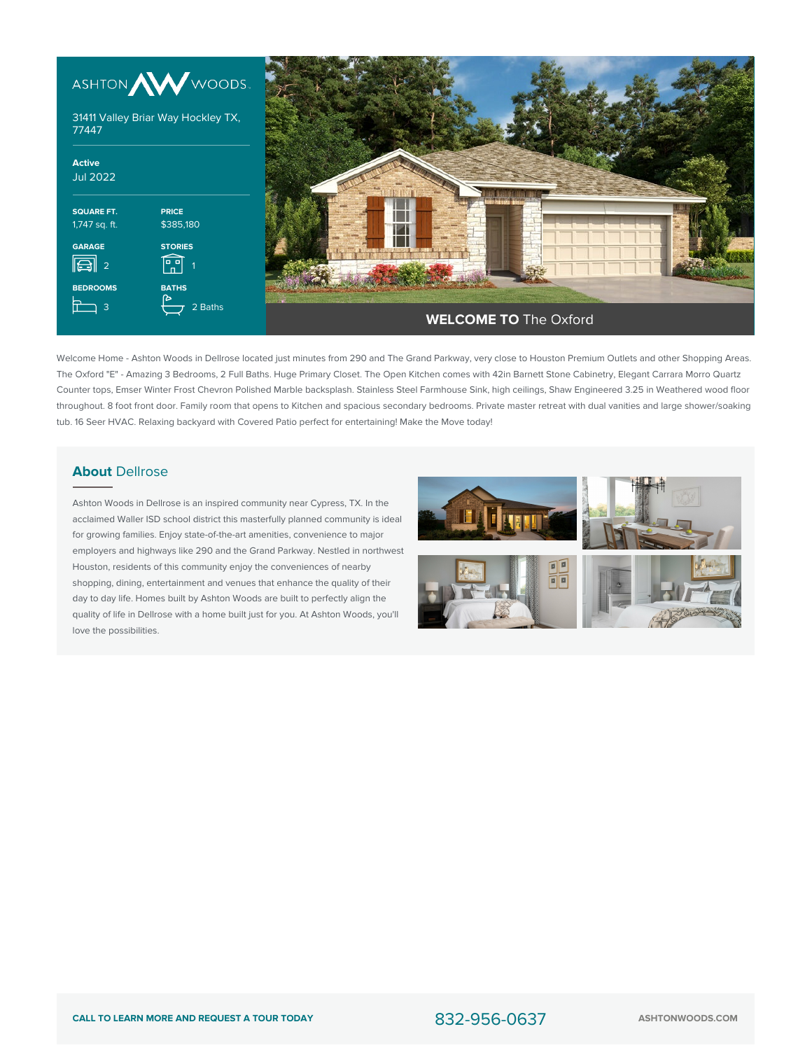ASHTON WOODS

31411 Valley Briar Way Hockley TX, 77447

**Active**
Jul 2022

| SQUARE FT. | PRICE |
|---|---|
| 1,747 sq. ft. | $385,180 |
| **GARAGE** | **STORIES** |
| 2 | 1 |
| **BEDROOMS** | **BATHS** |
| 3 | 2 Baths |

## **WELCOME TO** The Oxford

Welcome Home - Ashton Woods in Dellrose located just minutes from 290 and The Grand Parkway, very close to Houston Premium Outlets and other Shopping Areas. The Oxford "E" - Amazing 3 Bedrooms, 2 Full Baths. Huge Primary Closet. The Open Kitchen comes with 42in Barnett Stone Cabinetry, Elegant Carrara Morro Quartz Counter tops, Emser Winter Frost Chevron Polished Marble backsplash. Stainless Steel Farmhouse Sink, high ceilings, Shaw Engineered 3.25 in Weathered wood floor throughout. 8 foot front door. Family room that opens to Kitchen and spacious secondary bedrooms. Private master retreat with dual vanities and large shower/soaking tub. 16 Seer HVAC. Relaxing backyard with Covered Patio perfect for entertaining! Make the Move today!

## **About** Dellrose

Ashton Woods in Dellrose is an inspired community near Cypress, TX. In the acclaimed Waller ISD school district this masterfully planned community is ideal for growing families. Enjoy state-of-the-art amenities, convenience to major employers and highways like 290 and the Grand Parkway. Nestled in northwest Houston, residents of this community enjoy the conveniences of nearby shopping, dining, entertainment and venues that enhance the quality of their day to day life. Homes built by Ashton Woods are built to perfectly align the quality of life in Dellrose with a home built just for you. At Ashton Woods, you'll love the possibilities.

**CALL TO LEARN MORE AND REQUEST A TOUR TODAY** 832-956-0637 **ASHTONWOODS.COM**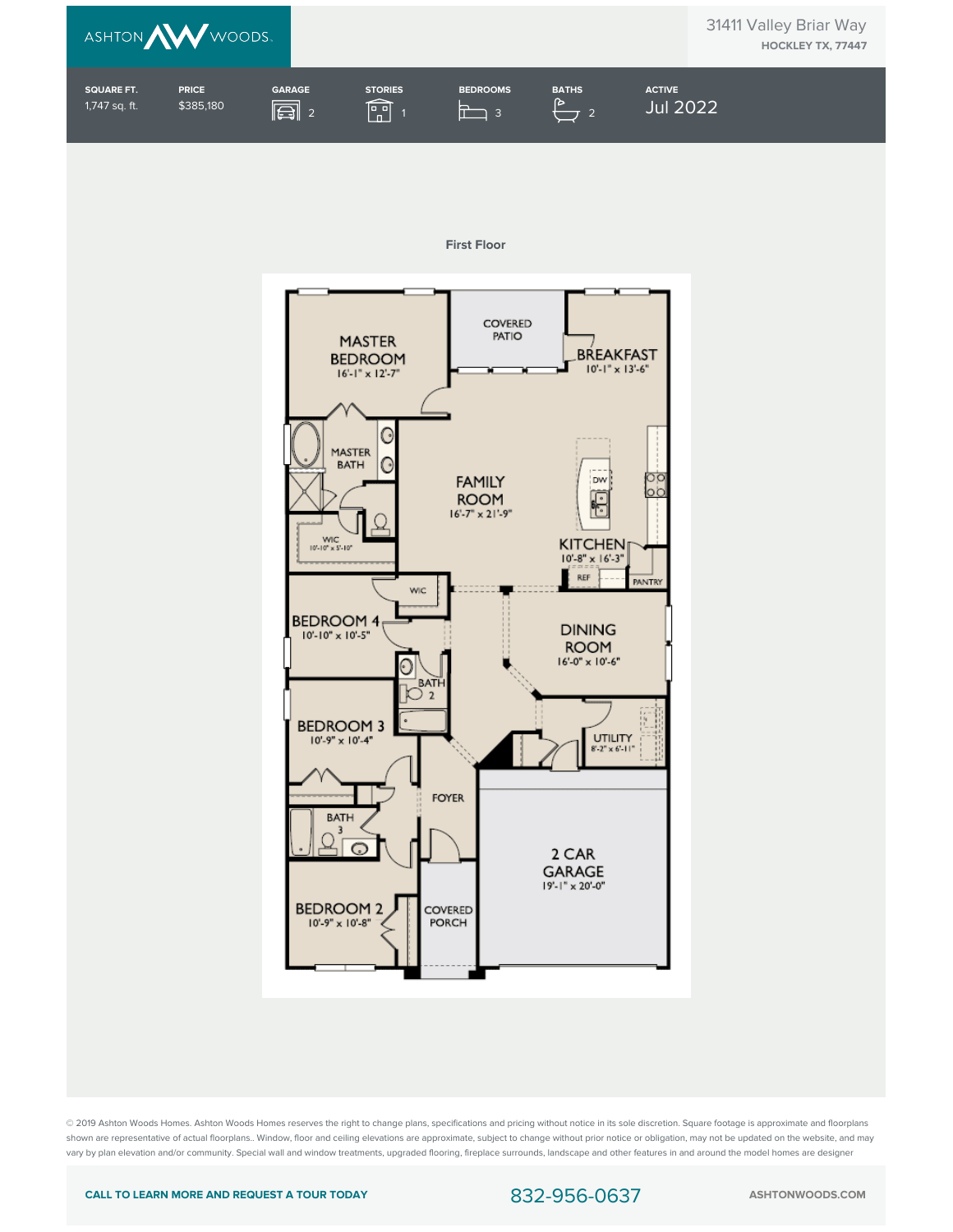ASHTON WOODS

31411 Valley Briar Way
**HOCKLEY TX, 77447**

| SQUARE FT. | PRICE | GARAGE | STORIES | BEDROOMS | BATHS | ACTIVE |
| --- | --- | --- | --- | --- | --- | --- |
| 1,747 sq. ft. | $385,180 | 2 | 1 | 3 | 2 | Jul 2022 |

## First Floor

MASTER BEDROOM 16'-1" x 12'-7"

COVERED PATIO

BREAKFAST 10'-1" x 13'-6"

MASTER BATH

FAMILY ROOM 16'-7" x 21'-9"

DW

WIC 10'-10" x 5'-10"

KITCHEN 10'-8" x 16'-3"

REF

PANTRY

WIC

BEDROOM 4 10'-10" x 10'-5"

DINING ROOM 16'-0" x 10'-6"

BATH 2

BEDROOM 3 10'-9" x 10'-4"

UTILITY 8'-2" x 6'-11"

FOYER

BATH 3

2 CAR GARAGE 19'-1" x 20'-0"

BEDROOM 2 10'-9" x 10'-8"

COVERED PORCH

© 2019 Ashton Woods Homes. Ashton Woods Homes reserves the right to change plans, specifications and pricing without notice in its sole discretion. Square footage is approximate and floorplans shown are representative of actual floorplans.. Window, floor and ceiling elevations are approximate, subject to change without prior notice or obligation, may not be updated on the website, and may vary by plan elevation and/or community. Special wall and window treatments, upgraded flooring, fireplace surrounds, landscape and other features in and around the model homes are designer

**CALL TO LEARN MORE AND REQUEST A TOUR TODAY** 832-956-0637 **ASHTONWOODS.COM**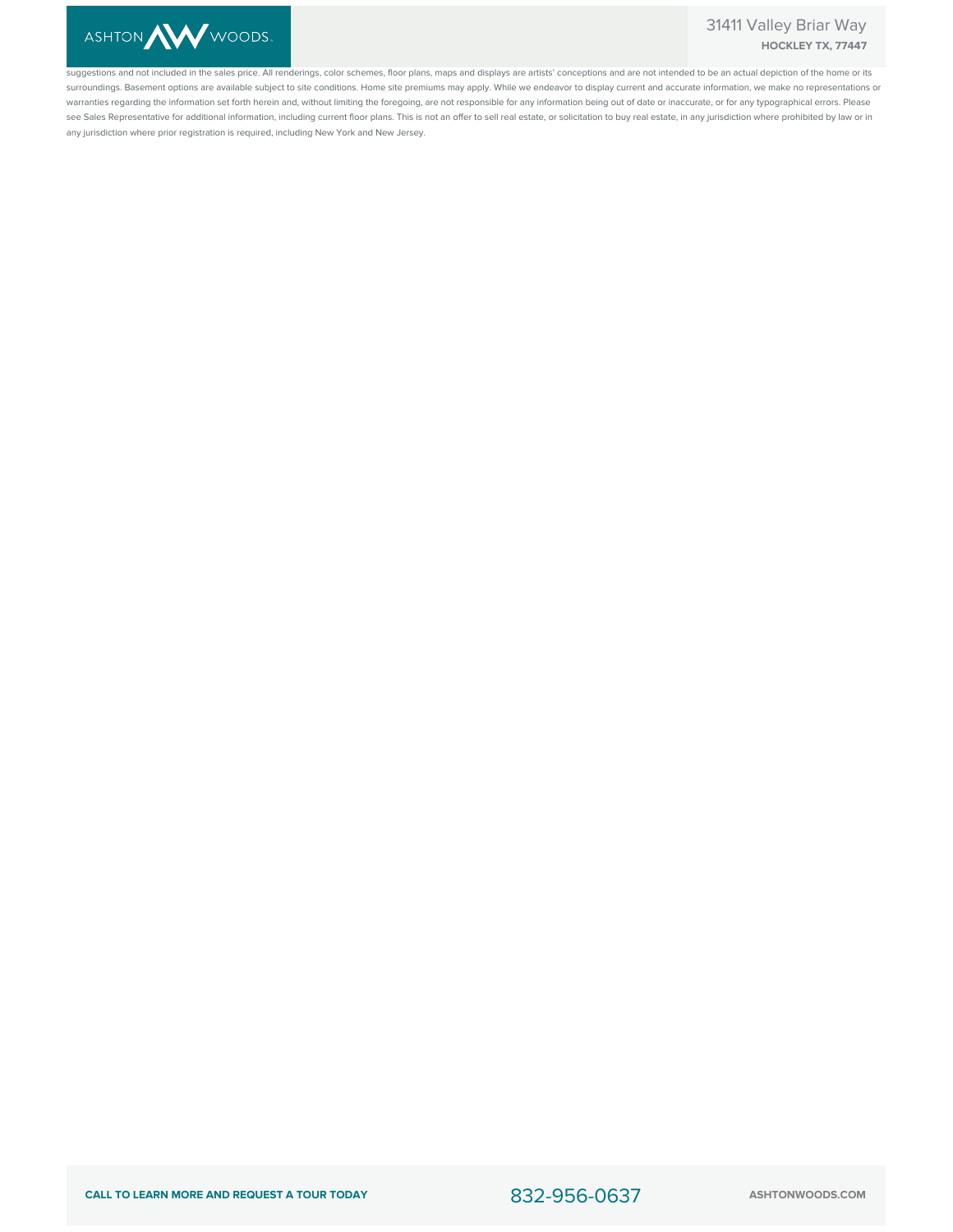suggestions and not included in the sales price. All renderings, color schemes, floor plans, maps and displays are artists' conceptions and are not intended to be an actual depiction of the home or its surroundings. Basement options are available subject to site conditions. Home site premiums may apply. While we endeavor to display current and accurate information, we make no representations or warranties regarding the information set forth herein and, without limiting the foregoing, are not responsible for any information being out of date or inaccurate, or for any typographical errors. Please see Sales Representative for additional information, including current floor plans. This is not an offer to sell real estate, or solicitation to buy real estate, in any jurisdiction where prohibited by law or in any jurisdiction where prior registration is required, including New York and New Jersey.